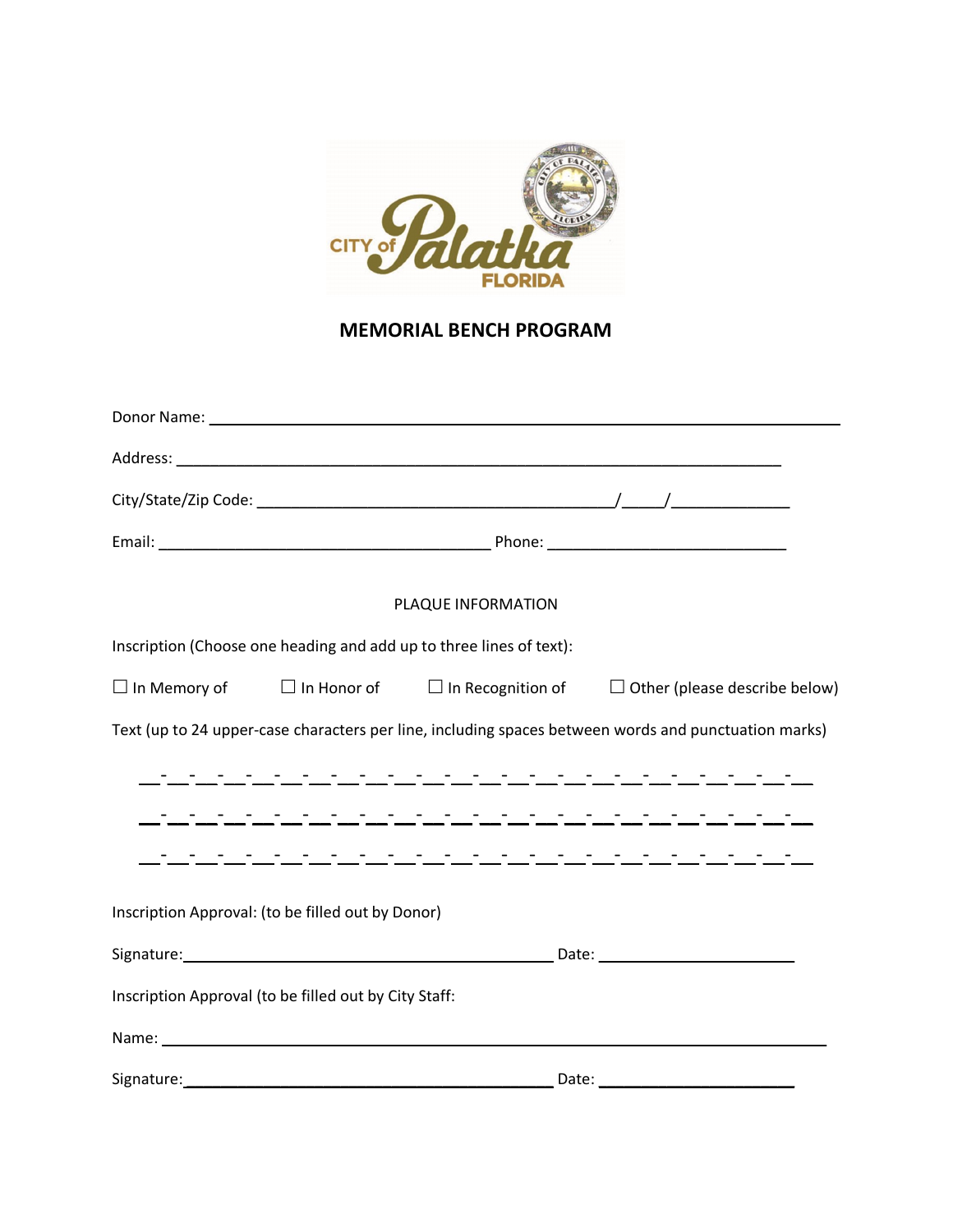CITY of Palatka FLORIDA

# MEMORIAL BENCH PROGRAM

Donor Name: ______________________________________________________________

Address: ________________________________________________________________

City/State/Zip Code: ______________________________/_____/_____________

Email: ___________________________________ Phone: ___________________________

PLAQUE INFORMATION

Inscription (Choose one heading and add up to three lines of text):

☐ In Memory of ☐ In Honor of ☐ In Recognition of ☐ Other (please describe below)

Text (up to 24 upper-case characters per line, including spaces between words and punctuation marks)

__-__-__-__-__-__-__-__-__-__-__-__-__-__-__-__-__-__-__-__-__-__-__-__

__-__-__-__-__-__-__-__-__-__-__-__-__-__-__-__-__-__-__-__-__-__-__-__

__-__-__-__-__-__-__-__-__-__-__-__-__-__-__-__-__-__-__-__-__-__-__-__

Inscription Approval: (to be filled out by Donor)

Signature:________________________________________ Date: _____________________

Inscription Approval (to be filled out by City Staff:

Name: _________________________________________________________________

Signature:________________________________________ Date: _____________________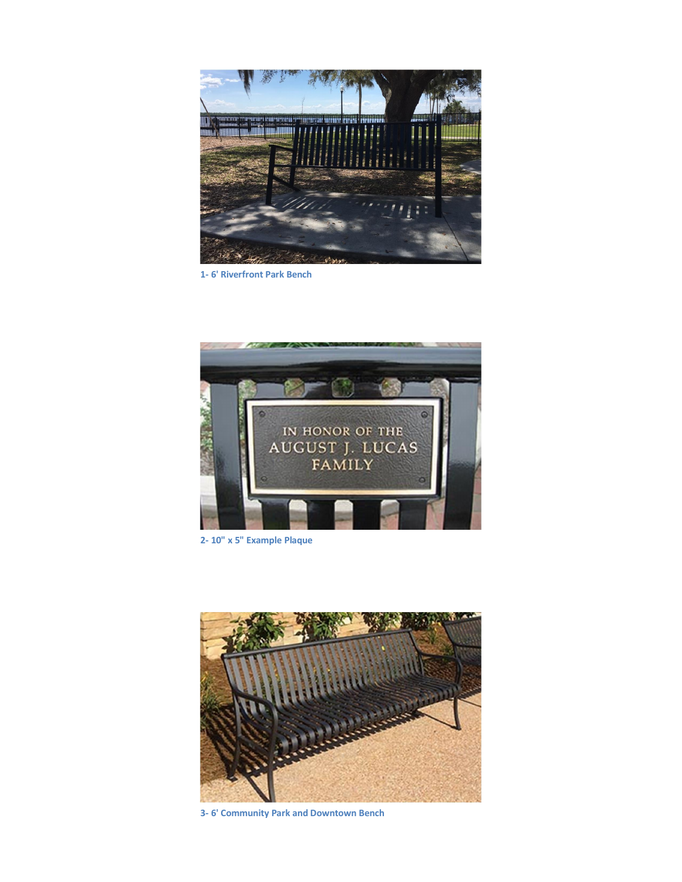1- 6' Riverfront Park Bench

2- 10" x 5" Example Plaque

3- 6' Community Park and Downtown Bench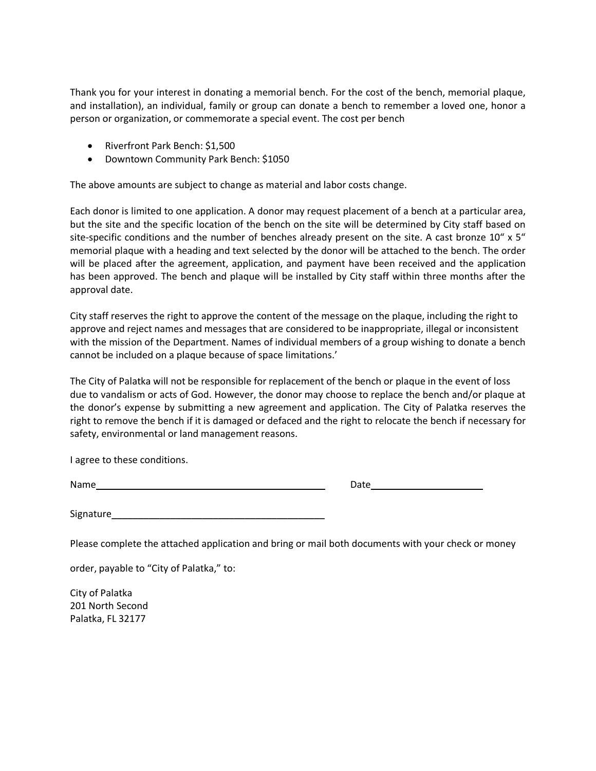Thank you for your interest in donating a memorial bench. For the cost of the bench, memorial plaque, and installation), an individual, family or group can donate a bench to remember a loved one, honor a person or organization, or commemorate a special event. The cost per bench

- Riverfront Park Bench: $1,500
- Downtown Community Park Bench: $1050

The above amounts are subject to change as material and labor costs change.

Each donor is limited to one application. A donor may request placement of a bench at a particular area, but the site and the specific location of the bench on the site will be determined by City staff based on site-specific conditions and the number of benches already present on the site. A cast bronze 10" x 5" memorial plaque with a heading and text selected by the donor will be attached to the bench. The order will be placed after the agreement, application, and payment have been received and the application has been approved. The bench and plaque will be installed by City staff within three months after the approval date.

City staff reserves the right to approve the content of the message on the plaque, including the right to approve and reject names and messages that are considered to be inappropriate, illegal or inconsistent with the mission of the Department. Names of individual members of a group wishing to donate a bench cannot be included on a plaque because of space limitations.'

The City of Palatka will not be responsible for replacement of the bench or plaque in the event of loss due to vandalism or acts of God. However, the donor may choose to replace the bench and/or plaque at the donor's expense by submitting a new agreement and application. The City of Palatka reserves the right to remove the bench if it is damaged or defaced and the right to relocate the bench if necessary for safety, environmental or land management reasons.

I agree to these conditions.

Name_____________________________________________ Date_____________________

Signature_________________________________________

Please complete the attached application and bring or mail both documents with your check or money

order, payable to "City of Palatka," to:

City of Palatka
201 North Second
Palatka, FL 32177